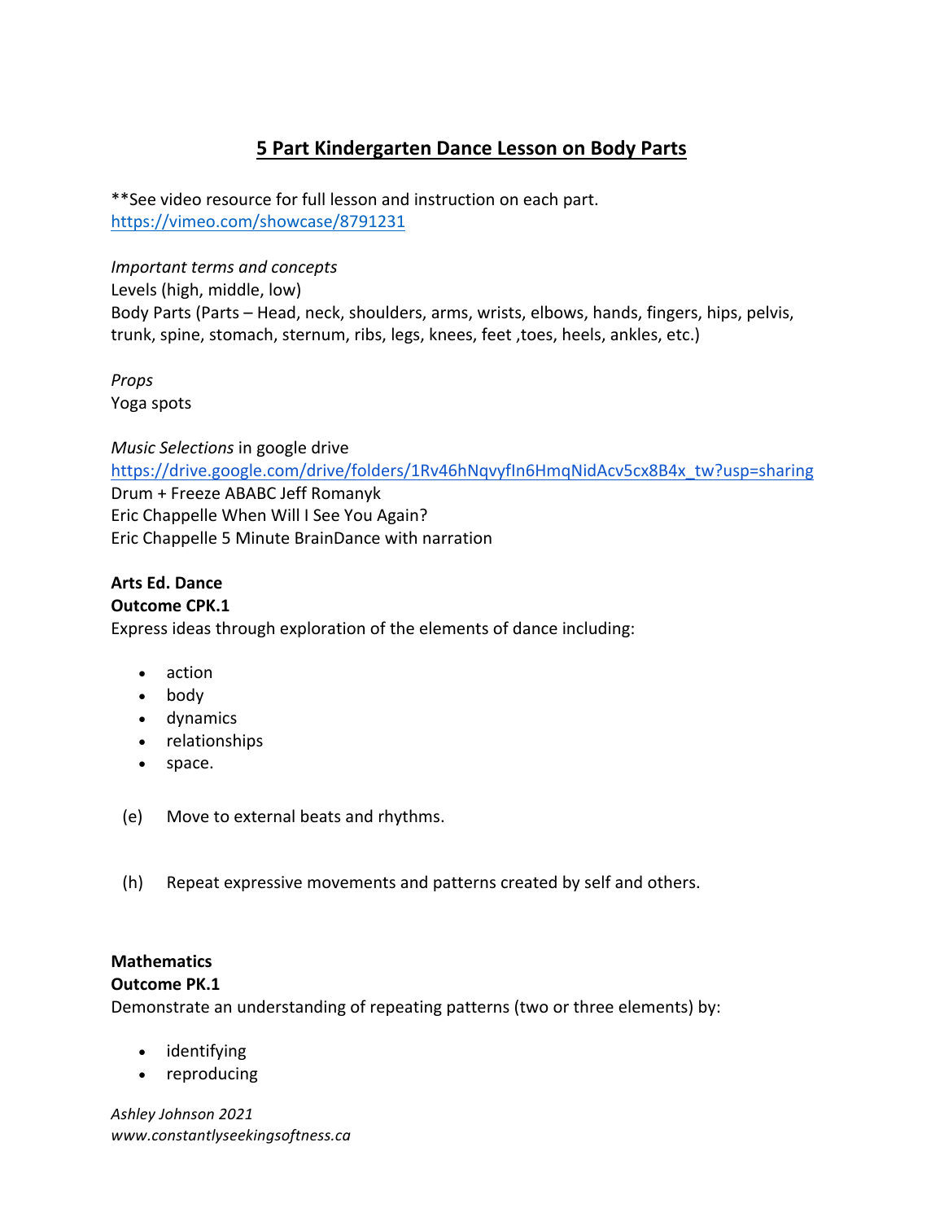# 5 Part Kindergarten Dance Lesson on Body Parts

**See video resource for full lesson and instruction on each part.
https://vimeo.com/showcase/8791231

*Important terms and concepts*
Levels (high, middle, low)
Body Parts (Parts – Head, neck, shoulders, arms, wrists, elbows, hands, fingers, hips, pelvis, trunk, spine, stomach, sternum, ribs, legs, knees, feet ,toes, heels, ankles, etc.)

*Props*
Yoga spots

*Music Selections* in google drive
https://drive.google.com/drive/folders/1Rv46hNqvyfIn6HmqNidAcv5cx8B4x_tw?usp=sharing
Drum + Freeze ABABC Jeff Romanyk
Eric Chappelle When Will I See You Again?
Eric Chappelle 5 Minute BrainDance with narration

**Arts Ed. Dance**
**Outcome CPK.1**
Express ideas through exploration of the elements of dance including:

- action
- body
- dynamics
- relationships
- space.

(e) Move to external beats and rhythms.

(h) Repeat expressive movements and patterns created by self and others.

**Mathematics**
**Outcome PK.1**
Demonstrate an understanding of repeating patterns (two or three elements) by:

- identifying
- reproducing

*Ashley Johnson 2021*
*www.constantlyseekingsoftness.ca*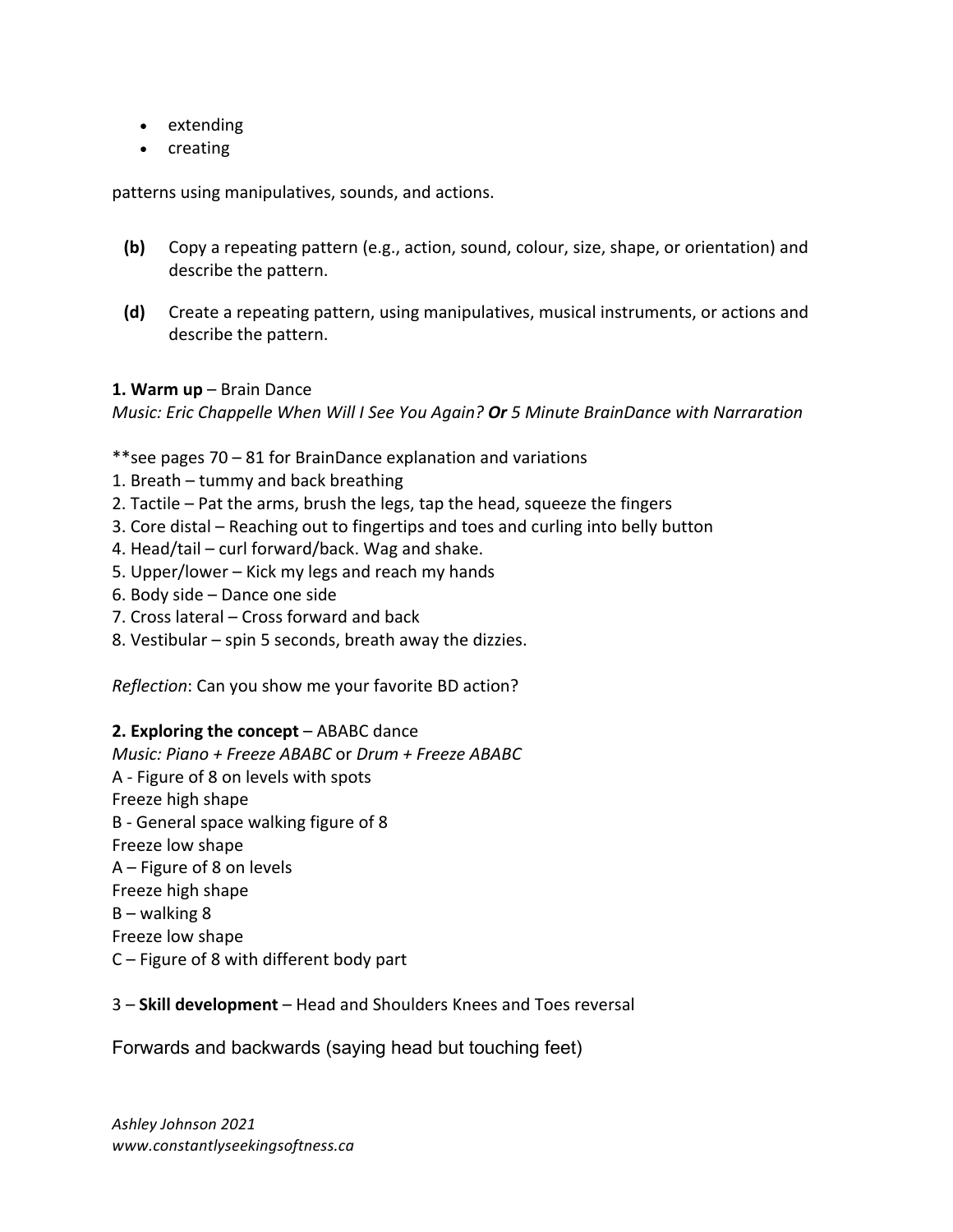- extending
- creating

patterns using manipulatives, sounds, and actions.

**(b)** Copy a repeating pattern (e.g., action, sound, colour, size, shape, or orientation) and describe the pattern.

**(d)** Create a repeating pattern, using manipulatives, musical instruments, or actions and describe the pattern.

**1. Warm up** – Brain Dance
*Music: Eric Chappelle When Will I See You Again? **Or** 5 Minute BrainDance with Narraration*

**see pages 70 – 81 for BrainDance explanation and variations
1. Breath – tummy and back breathing
2. Tactile – Pat the arms, brush the legs, tap the head, squeeze the fingers
3. Core distal – Reaching out to fingertips and toes and curling into belly button
4. Head/tail – curl forward/back. Wag and shake.
5. Upper/lower – Kick my legs and reach my hands
6. Body side – Dance one side
7. Cross lateral – Cross forward and back
8. Vestibular – spin 5 seconds, breath away the dizzies.

*Reflection*: Can you show me your favorite BD action?

**2. Exploring the concept** – ABABC dance
*Music: Piano + Freeze ABABC* or *Drum + Freeze ABABC*
A - Figure of 8 on levels with spots
Freeze high shape
B - General space walking figure of 8
Freeze low shape
A – Figure of 8 on levels
Freeze high shape
B – walking 8
Freeze low shape
C – Figure of 8 with different body part

3 – **Skill development** – Head and Shoulders Knees and Toes reversal

Forwards and backwards (saying head but touching feet)

*Ashley Johnson 2021*
*www.constantlyseekingsoftness.ca*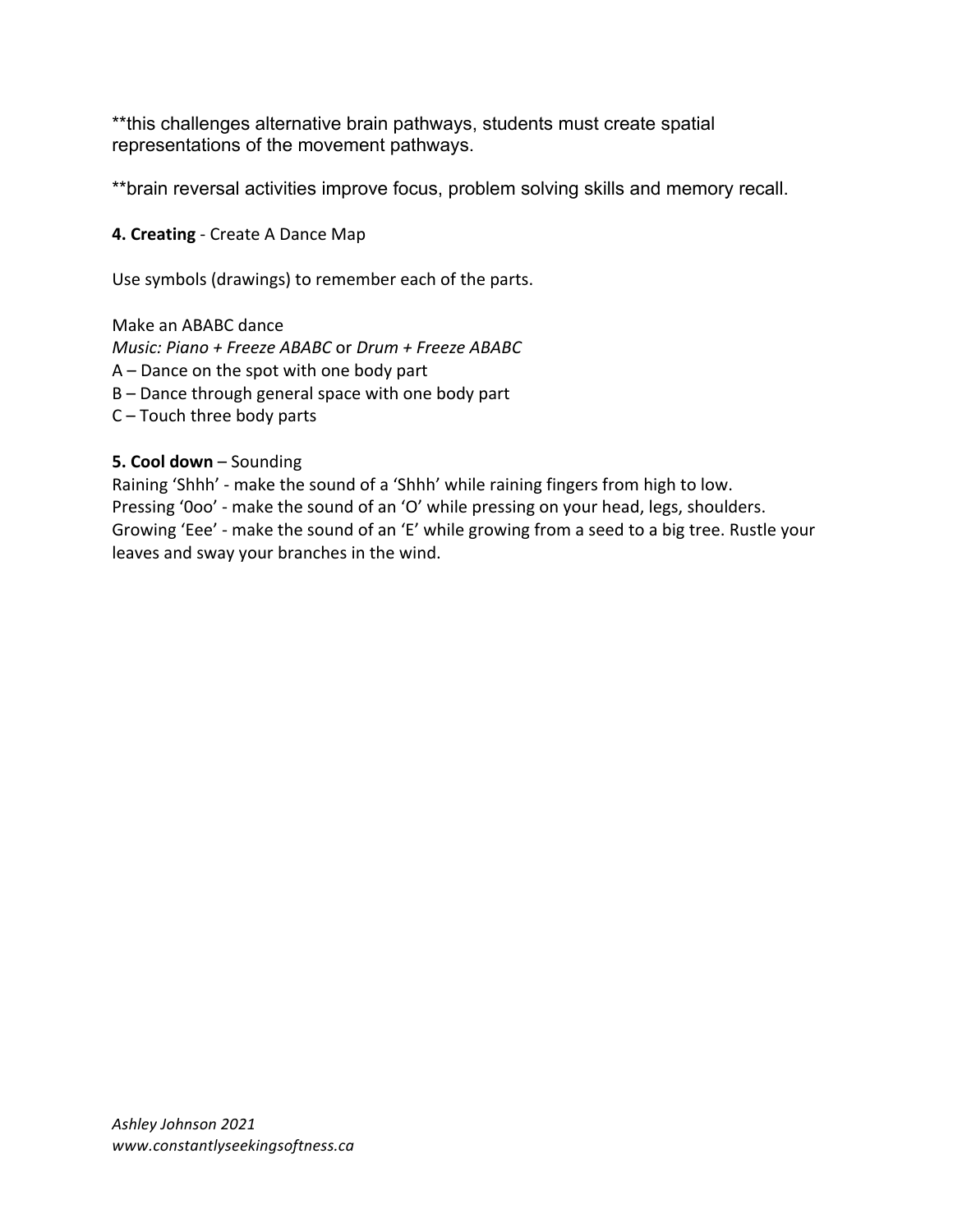**this challenges alternative brain pathways, students must create spatial representations of the movement pathways.

**brain reversal activities improve focus, problem solving skills and memory recall.

**4. Creating** - Create A Dance Map

Use symbols (drawings) to remember each of the parts.

Make an ABABC dance
*Music: Piano + Freeze ABABC* or *Drum + Freeze ABABC*
A – Dance on the spot with one body part
B – Dance through general space with one body part
C – Touch three body parts

**5. Cool down** – Sounding
Raining 'Shhh' - make the sound of a 'Shhh' while raining fingers from high to low.
Pressing '0oo' - make the sound of an 'O' while pressing on your head, legs, shoulders.
Growing 'Eee' - make the sound of an 'E' while growing from a seed to a big tree. Rustle your leaves and sway your branches in the wind.

*Ashley Johnson 2021*
*www.constantlyseekingsoftness.ca*